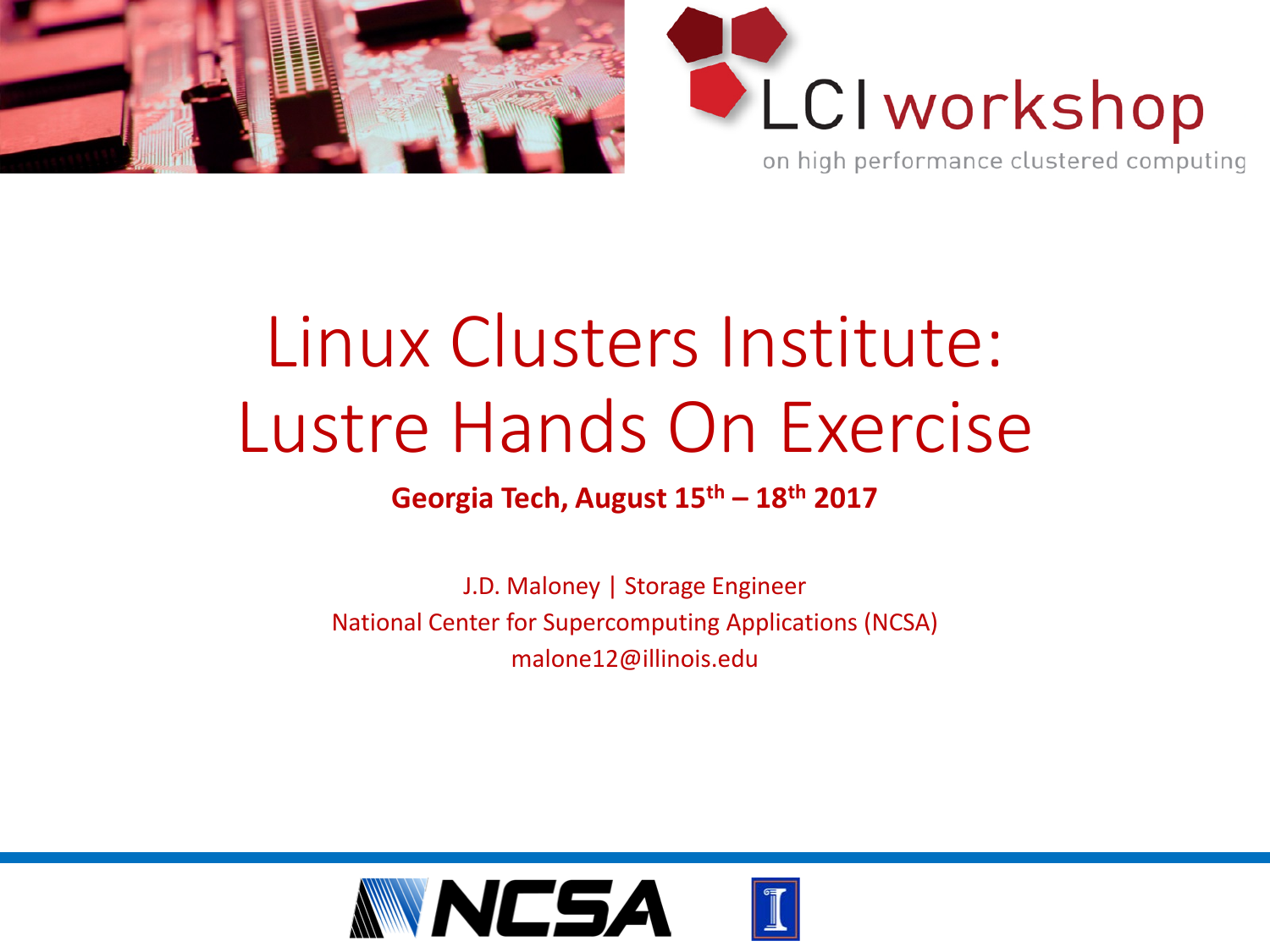LCI workshop

on high performance clustered computing

# Linux Clusters Institute: Lustre Hands On Exercise

**Georgia Tech, August 15th – 18th 2017**

J.D. Maloney | Storage Engineer

National Center for Supercomputing Applications (NCSA)

malone12@illinois.edu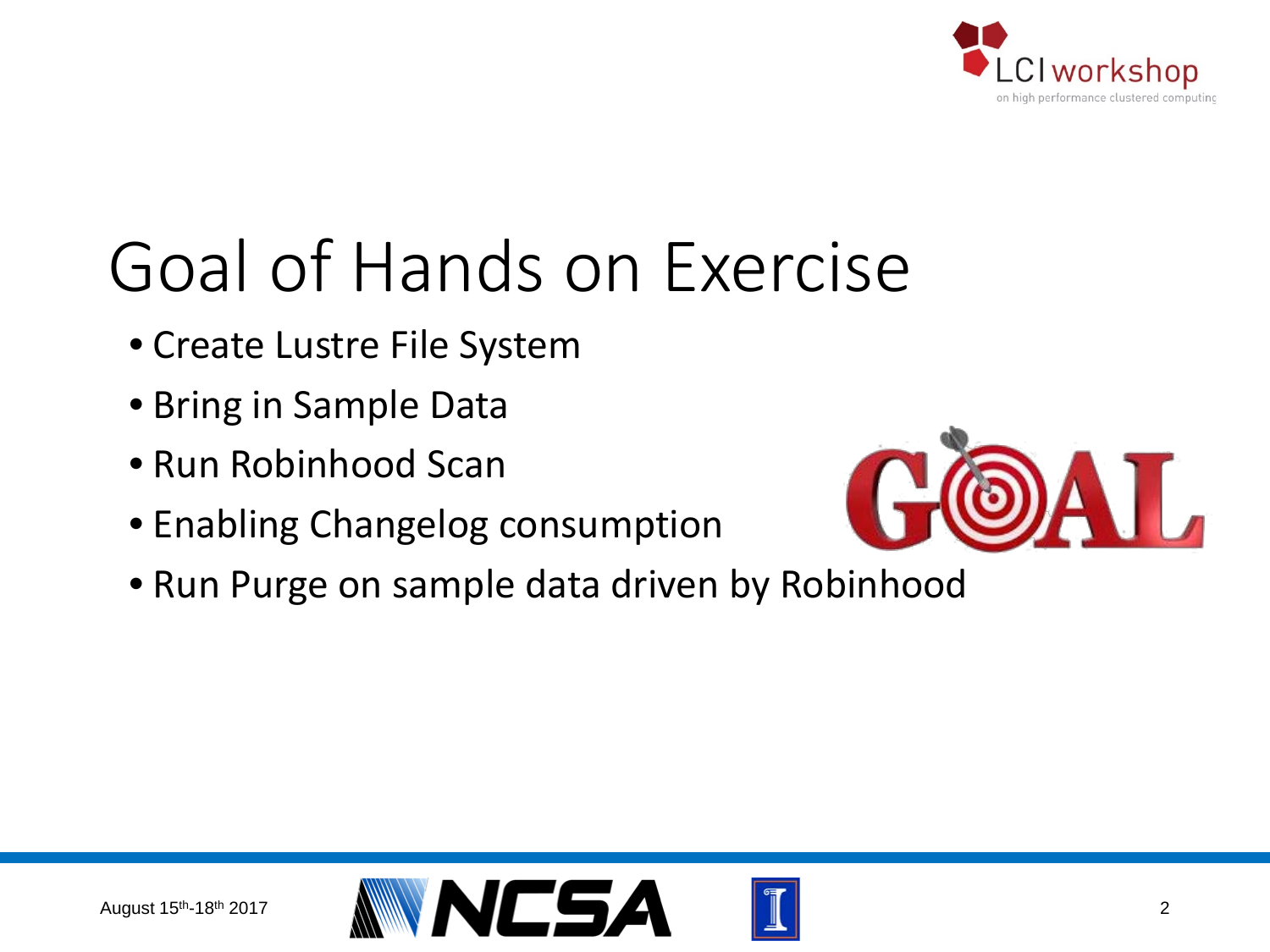# Goal of Hands on Exercise

- Create Lustre File System
- Bring in Sample Data
- Run Robinhood Scan
- Enabling Changelog consumption
- Run Purge on sample data driven by Robinhood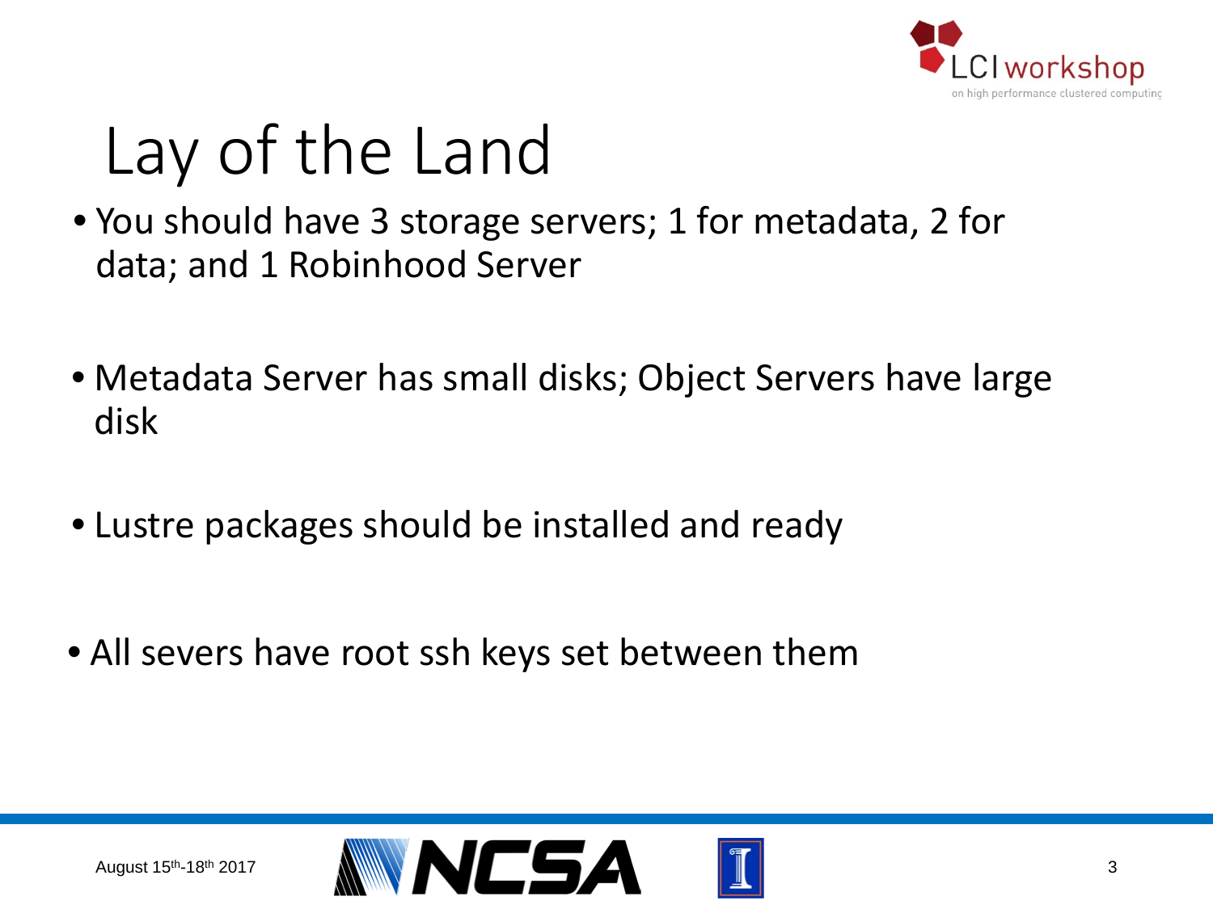# Lay of the Land

- You should have 3 storage servers; 1 for metadata, 2 for data; and 1 Robinhood Server
- Metadata Server has small disks; Object Servers have large disk
- Lustre packages should be installed and ready
- All severs have root ssh keys set between them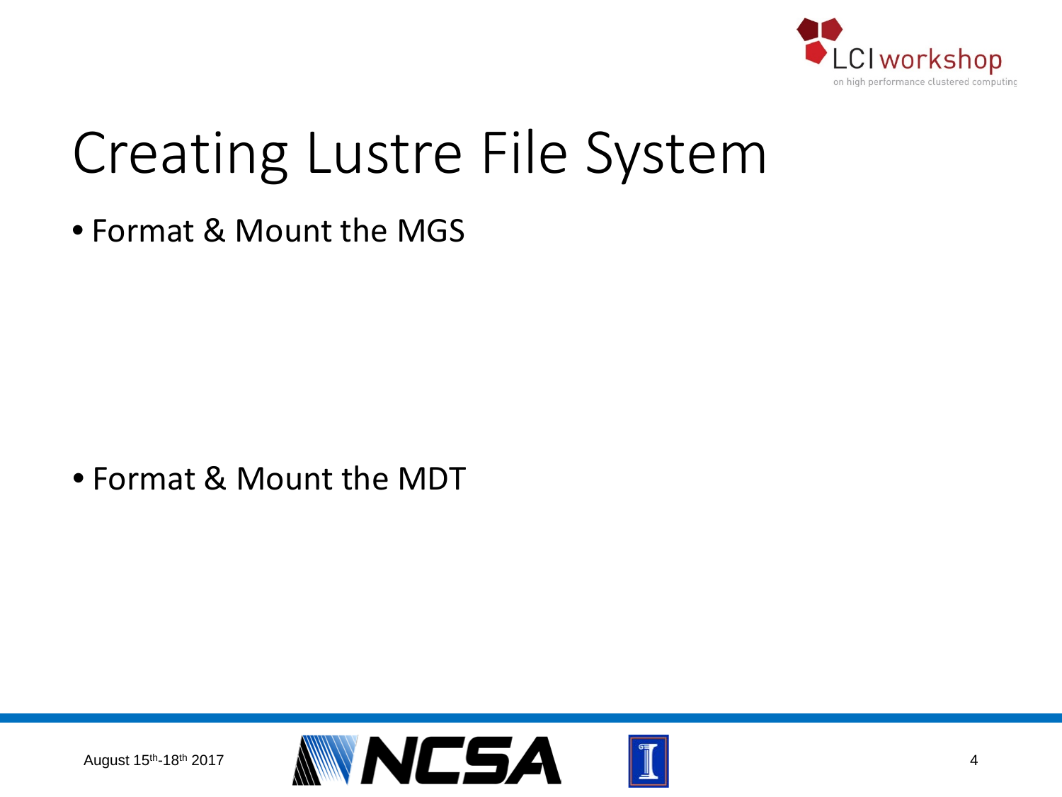# Creating Lustre File System

- Format & Mount the MGS

- Format & Mount the MDT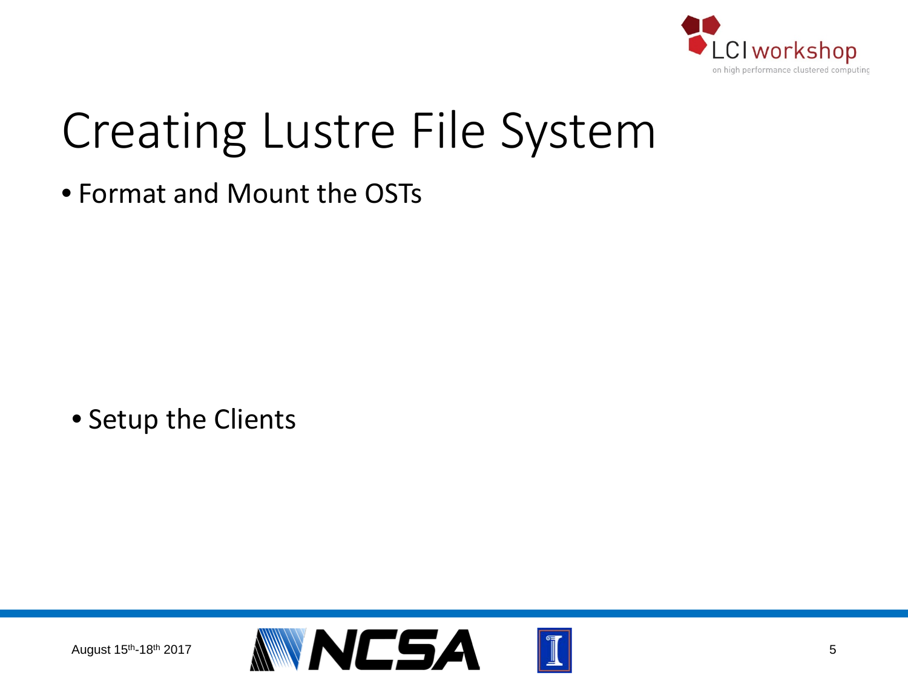# Creating Lustre File System

- Format and Mount the OSTs

- Setup the Clients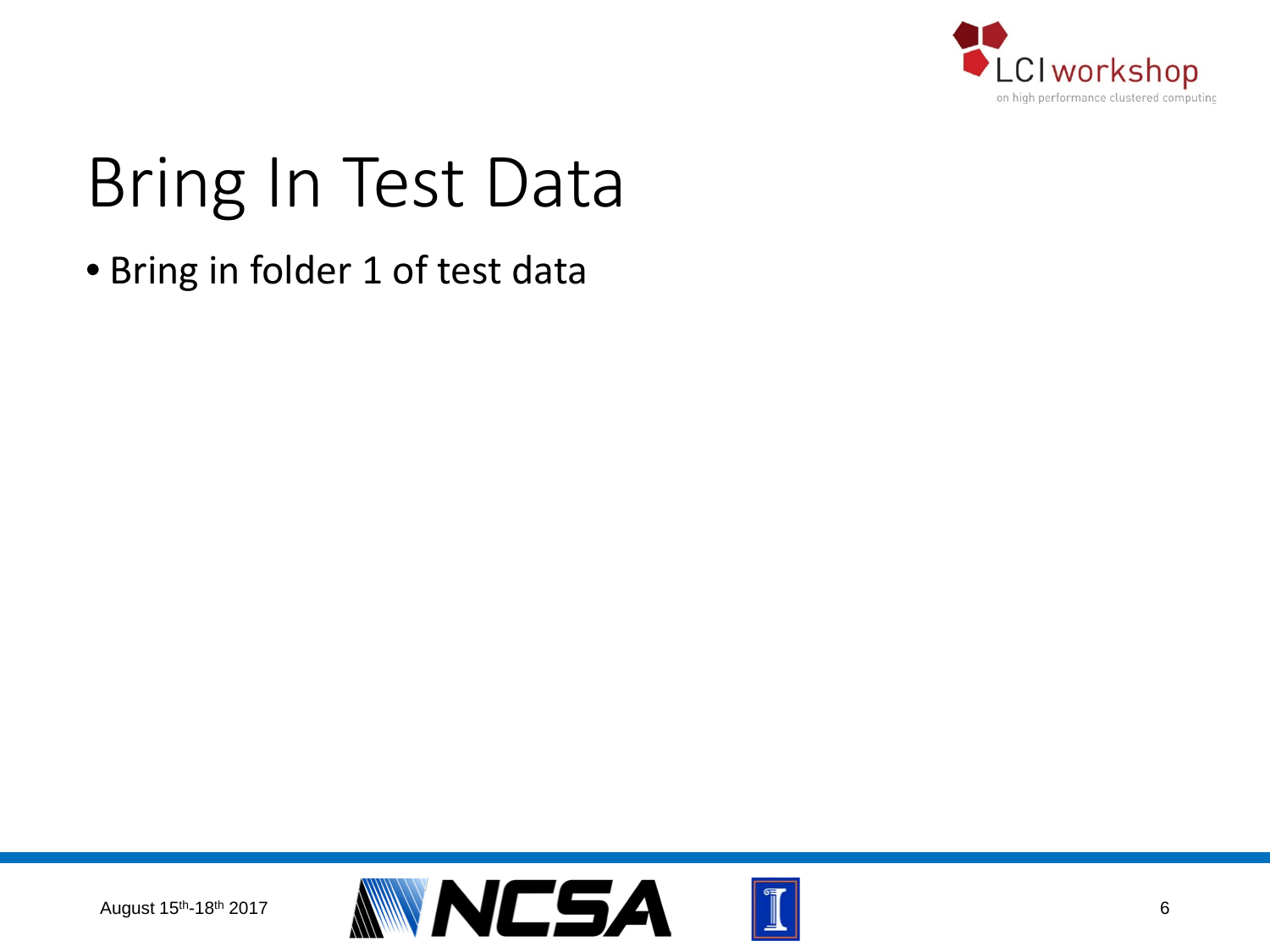# Bring In Test Data

- Bring in folder 1 of test data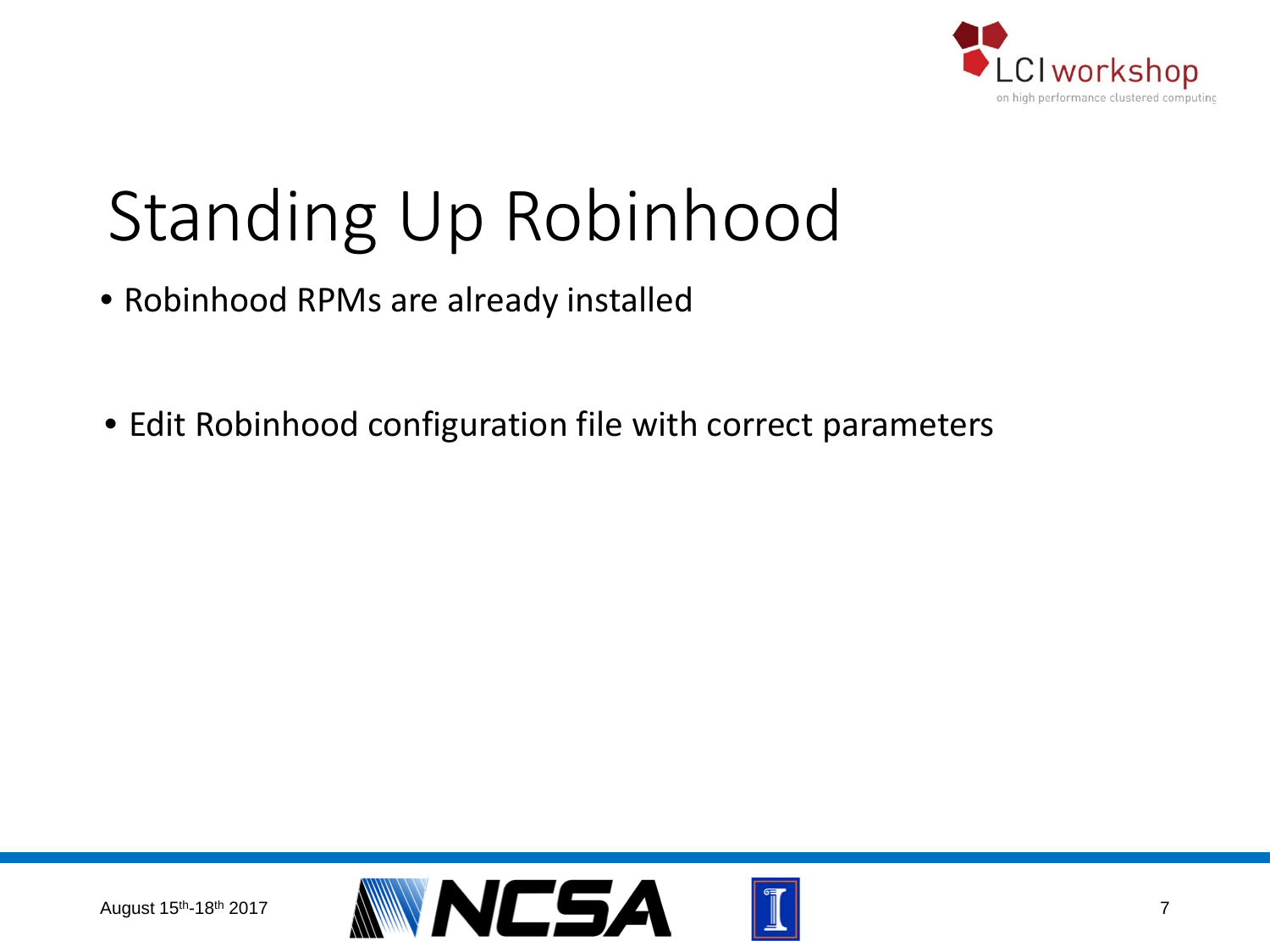# Standing Up Robinhood

- Robinhood RPMs are already installed
- Edit Robinhood configuration file with correct parameters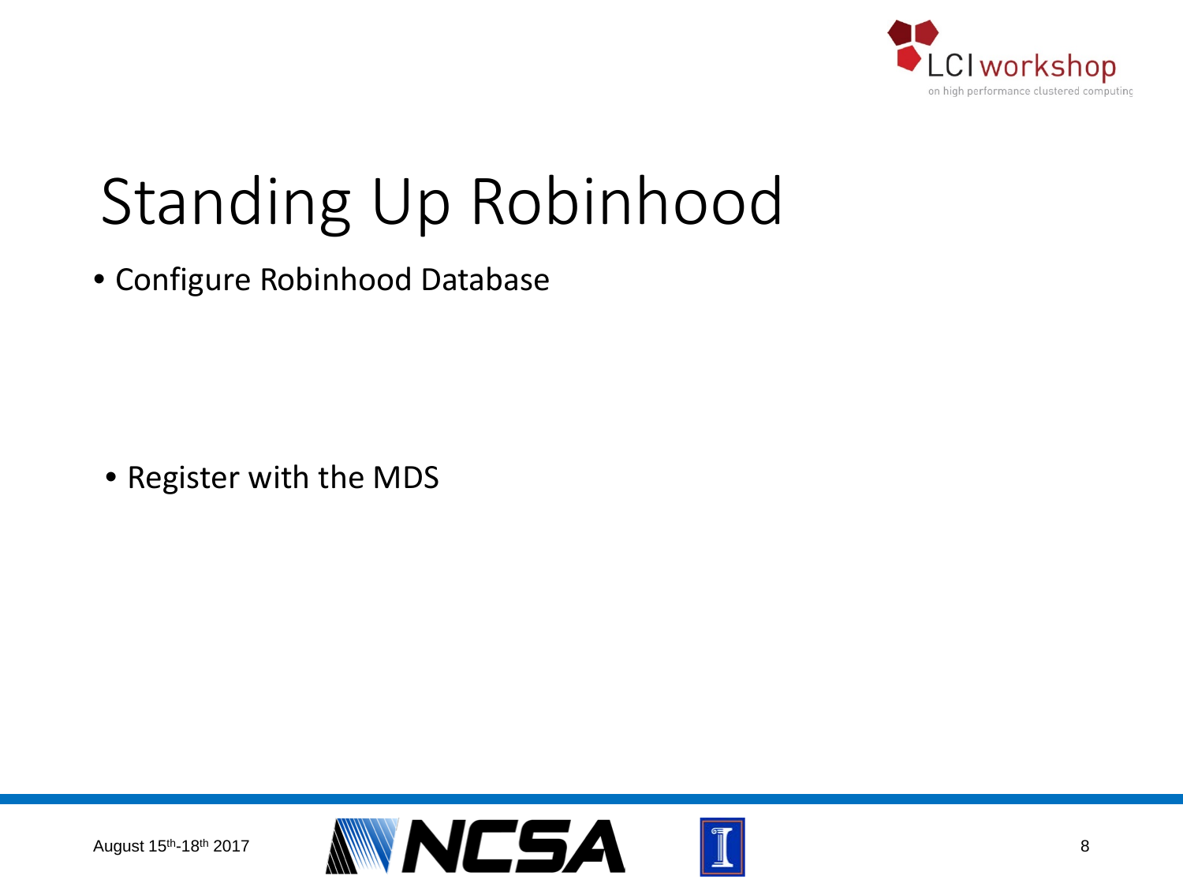# Standing Up Robinhood

- Configure Robinhood Database

- Register with the MDS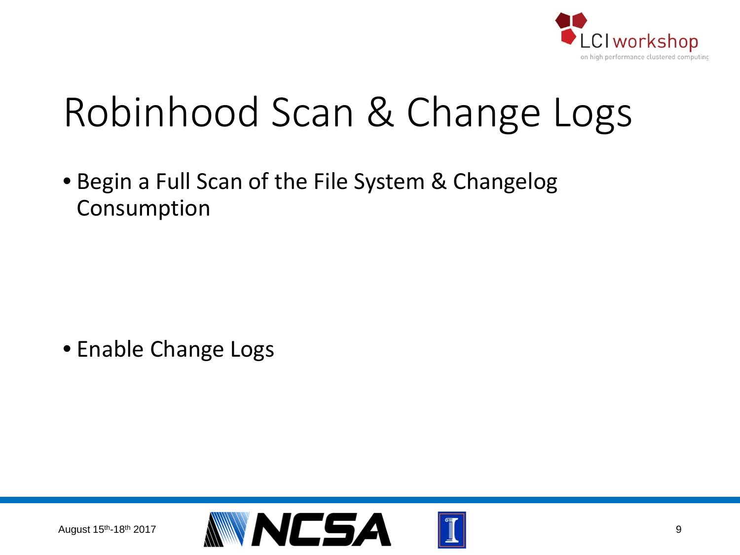# Robinhood Scan & Change Logs

- Begin a Full Scan of the File System & Changelog Consumption

- Enable Change Logs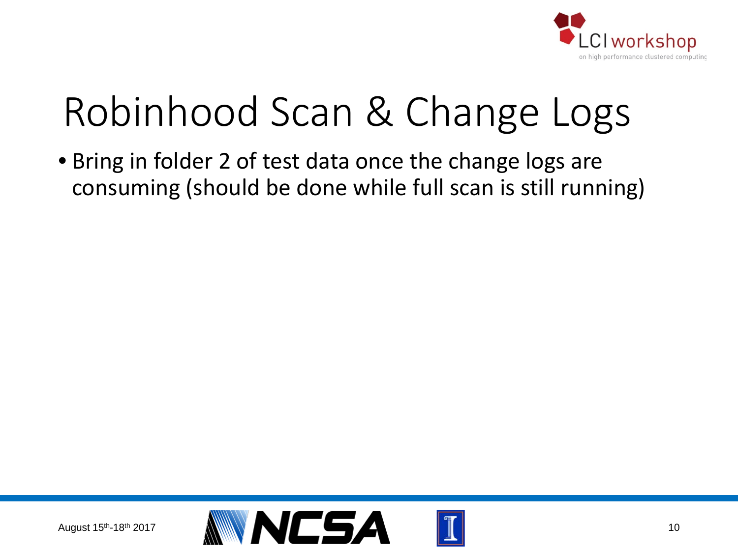# Robinhood Scan & Change Logs

- Bring in folder 2 of test data once the change logs are consuming (should be done while full scan is still running)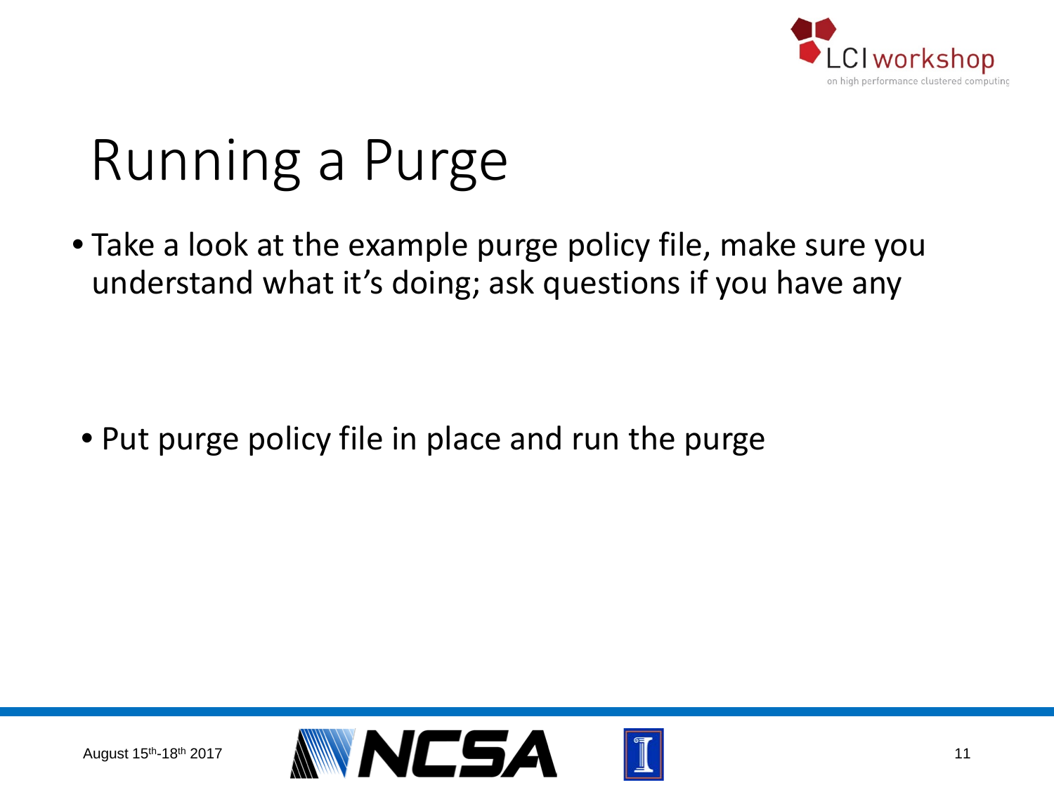# Running a Purge

- Take a look at the example purge policy file, make sure you understand what it's doing; ask questions if you have any

- Put purge policy file in place and run the purge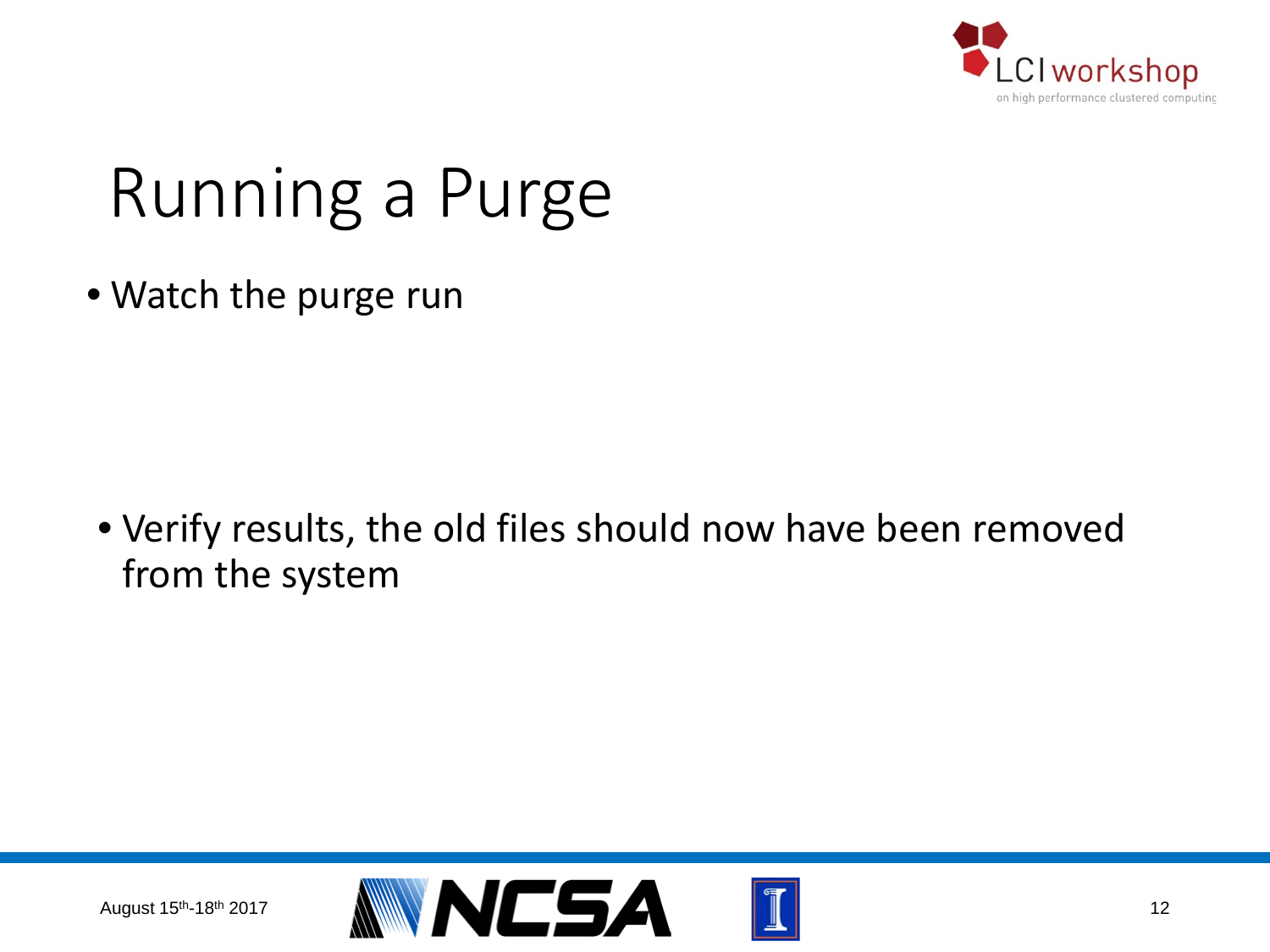# Running a Purge

- Watch the purge run

- Verify results, the old files should now have been removed from the system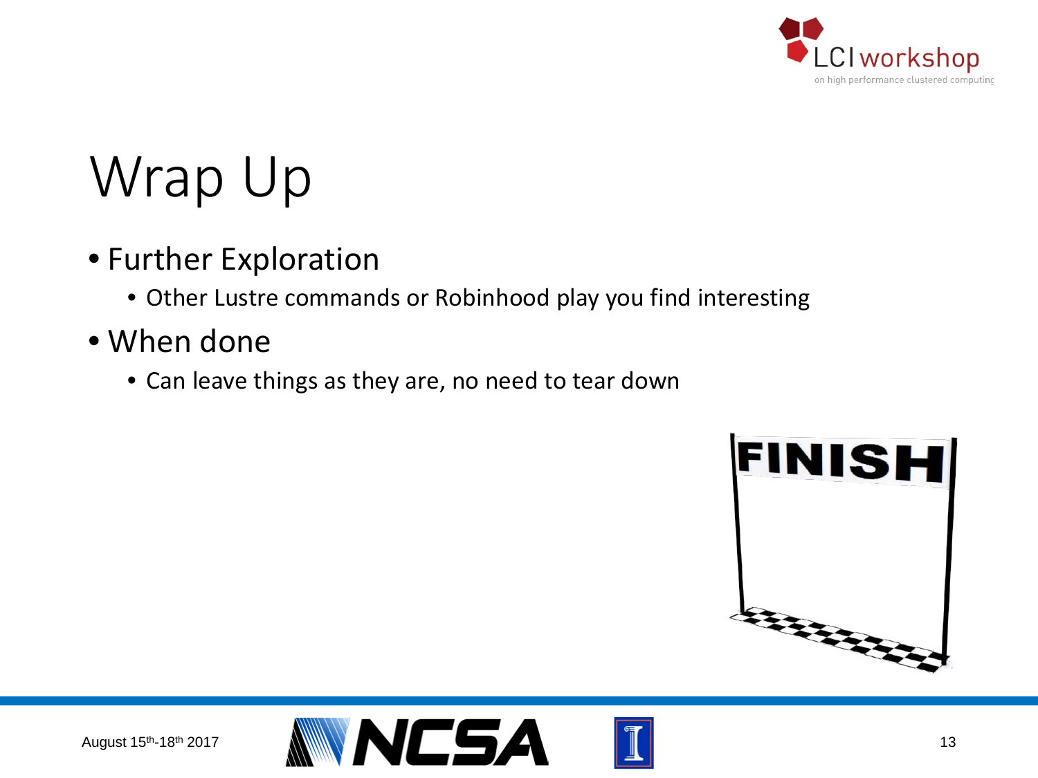# Wrap Up

- Further Exploration
  - Other Lustre commands or Robinhood play you find interesting
- When done
  - Can leave things as they are, no need to tear down